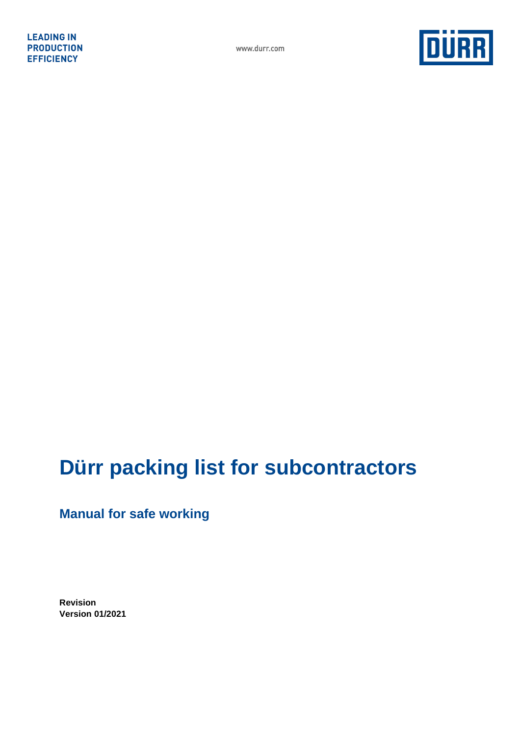LEADING IN
PRODUCTION
EFFICIENCY

www.durr.com

DÜRR

# Dürr packing list for subcontractors

## Manual for safe working

**Revision**
**Version 01/2021**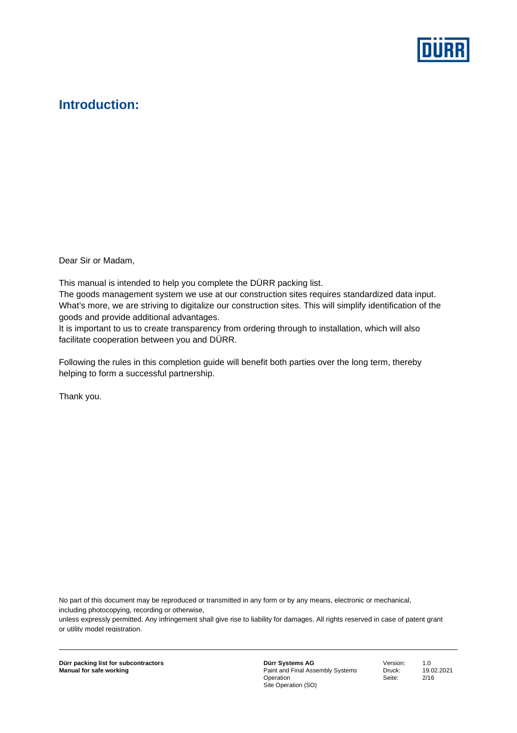# Introduction:

Dear Sir or Madam,

This manual is intended to help you complete the DÜRR packing list.
The goods management system we use at our construction sites requires standardized data input. What's more, we are striving to digitalize our construction sites. This will simplify identification of the goods and provide additional advantages.
It is important to us to create transparency from ordering through to installation, which will also facilitate cooperation between you and DÜRR.

Following the rules in this completion guide will benefit both parties over the long term, thereby helping to form a successful partnership.

Thank you.

No part of this document may be reproduced or transmitted in any form or by any means, electronic or mechanical, including photocopying, recording or otherwise,
unless expressly permitted. Any infringement shall give rise to liability for damages. All rights reserved in case of patent grant or utility model registration.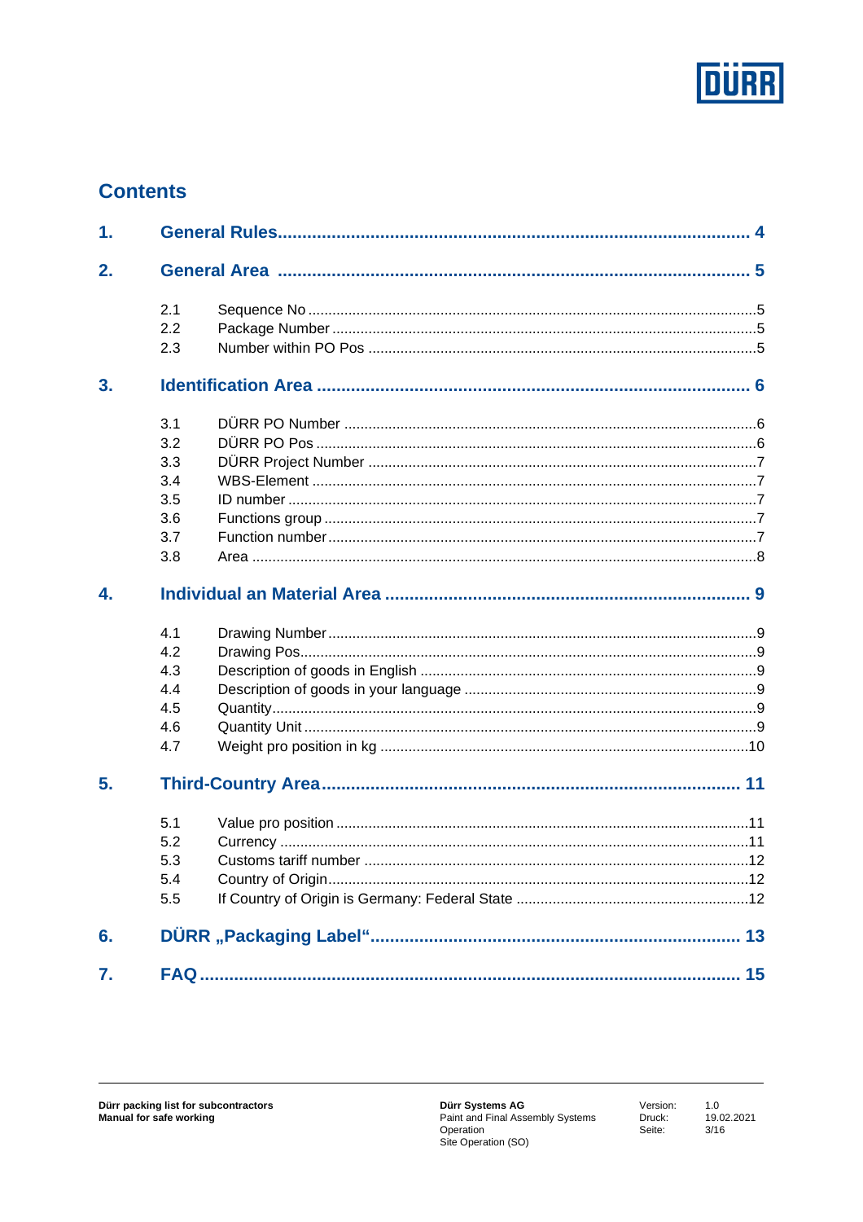## Contents

1. General Rules ..... 4
2. General Area ..... 5
   - 2.1 Sequence No ..... 5
   - 2.2 Package Number ..... 5
   - 2.3 Number within PO Pos ..... 5
3. Identification Area ..... 6
   - 3.1 DÜRR PO Number ..... 6
   - 3.2 DÜRR PO Pos ..... 6
   - 3.3 DÜRR Project Number ..... 7
   - 3.4 WBS-Element ..... 7
   - 3.5 ID number ..... 7
   - 3.6 Functions group ..... 7
   - 3.7 Function number ..... 7
   - 3.8 Area ..... 8
4. Individual an Material Area ..... 9
   - 4.1 Drawing Number ..... 9
   - 4.2 Drawing Pos ..... 9
   - 4.3 Description of goods in English ..... 9
   - 4.4 Description of goods in your language ..... 9
   - 4.5 Quantity ..... 9
   - 4.6 Quantity Unit ..... 9
   - 4.7 Weight pro position in kg ..... 10
5. Third-Country Area ..... 11
   - 5.1 Value pro position ..... 11
   - 5.2 Currency ..... 11
   - 5.3 Customs tariff number ..... 12
   - 5.4 Country of Origin ..... 12
   - 5.5 If Country of Origin is Germany: Federal State ..... 12
6. DÜRR „Packaging Label“ ..... 13
7. FAQ ..... 15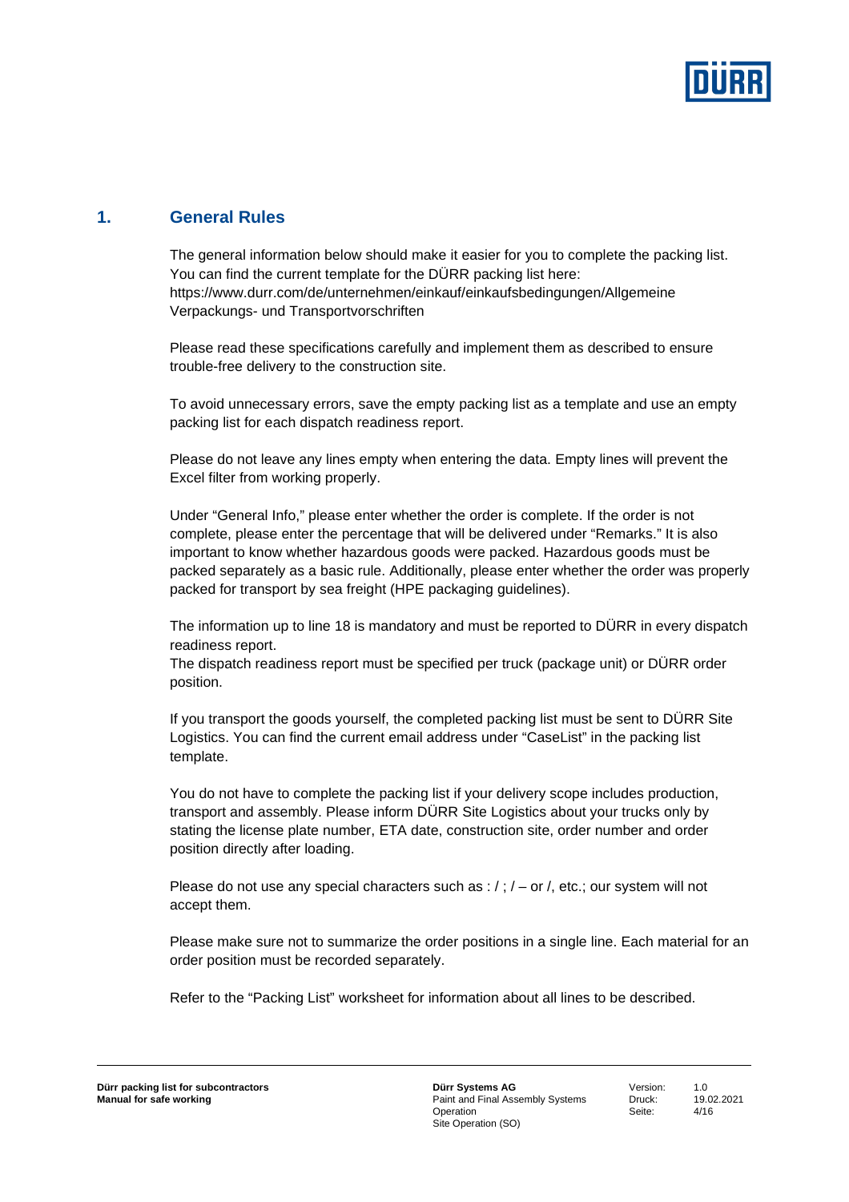# 1. General Rules

The general information below should make it easier for you to complete the packing list. You can find the current template for the DÜRR packing list here: https://www.durr.com/de/unternehmen/einkauf/einkaufsbedingungen/Allgemeine Verpackungs- und Transportvorschriften

Please read these specifications carefully and implement them as described to ensure trouble-free delivery to the construction site.

To avoid unnecessary errors, save the empty packing list as a template and use an empty packing list for each dispatch readiness report.

Please do not leave any lines empty when entering the data. Empty lines will prevent the Excel filter from working properly.

Under "General Info," please enter whether the order is complete. If the order is not complete, please enter the percentage that will be delivered under "Remarks." It is also important to know whether hazardous goods were packed. Hazardous goods must be packed separately as a basic rule. Additionally, please enter whether the order was properly packed for transport by sea freight (HPE packaging guidelines).

The information up to line 18 is mandatory and must be reported to DÜRR in every dispatch readiness report.
The dispatch readiness report must be specified per truck (package unit) or DÜRR order position.

If you transport the goods yourself, the completed packing list must be sent to DÜRR Site Logistics. You can find the current email address under "CaseList" in the packing list template.

You do not have to complete the packing list if your delivery scope includes production, transport and assembly. Please inform DÜRR Site Logistics about your trucks only by stating the license plate number, ETA date, construction site, order number and order position directly after loading.

Please do not use any special characters such as : / ; / – or /, etc.; our system will not accept them.

Please make sure not to summarize the order positions in a single line. Each material for an order position must be recorded separately.

Refer to the "Packing List" worksheet for information about all lines to be described.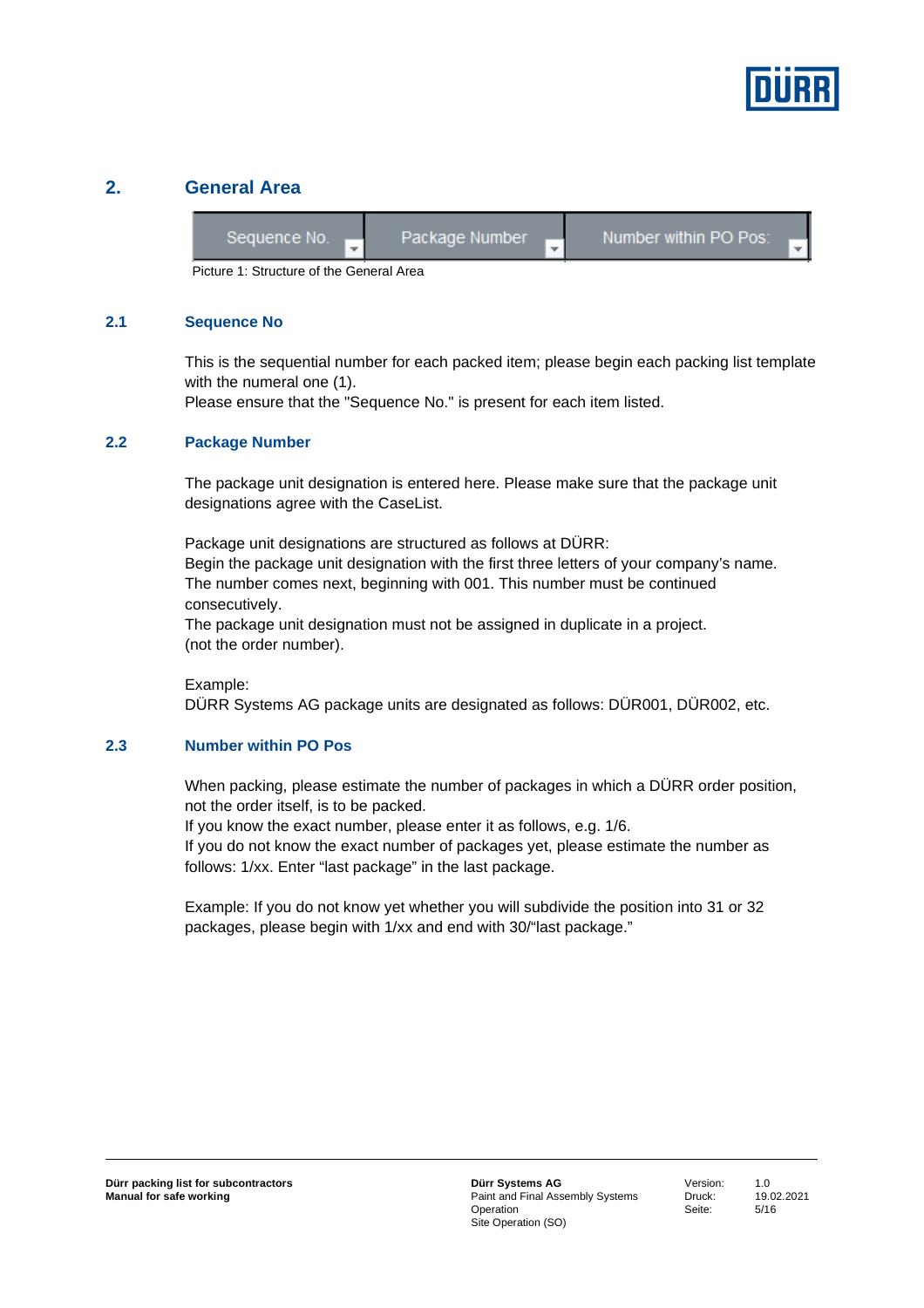## 2. General Area

| Sequence No. | Package Number | Number within PO Pos: |
|---|---|---|

Picture 1: Structure of the General Area

### 2.1 Sequence No

This is the sequential number for each packed item; please begin each packing list template with the numeral one (1).
Please ensure that the "Sequence No." is present for each item listed.

### 2.2 Package Number

The package unit designation is entered here. Please make sure that the package unit designations agree with the CaseList.

Package unit designations are structured as follows at DÜRR:
Begin the package unit designation with the first three letters of your company's name.
The number comes next, beginning with 001. This number must be continued consecutively.
The package unit designation must not be assigned in duplicate in a project.
(not the order number).

Example:
DÜRR Systems AG package units are designated as follows: DÜR001, DÜR002, etc.

### 2.3 Number within PO Pos

When packing, please estimate the number of packages in which a DÜRR order position, not the order itself, is to be packed.
If you know the exact number, please enter it as follows, e.g. 1/6.
If you do not know the exact number of packages yet, please estimate the number as follows: 1/xx. Enter "last package" in the last package.

Example: If you do not know yet whether you will subdivide the position into 31 or 32 packages, please begin with 1/xx and end with 30/"last package."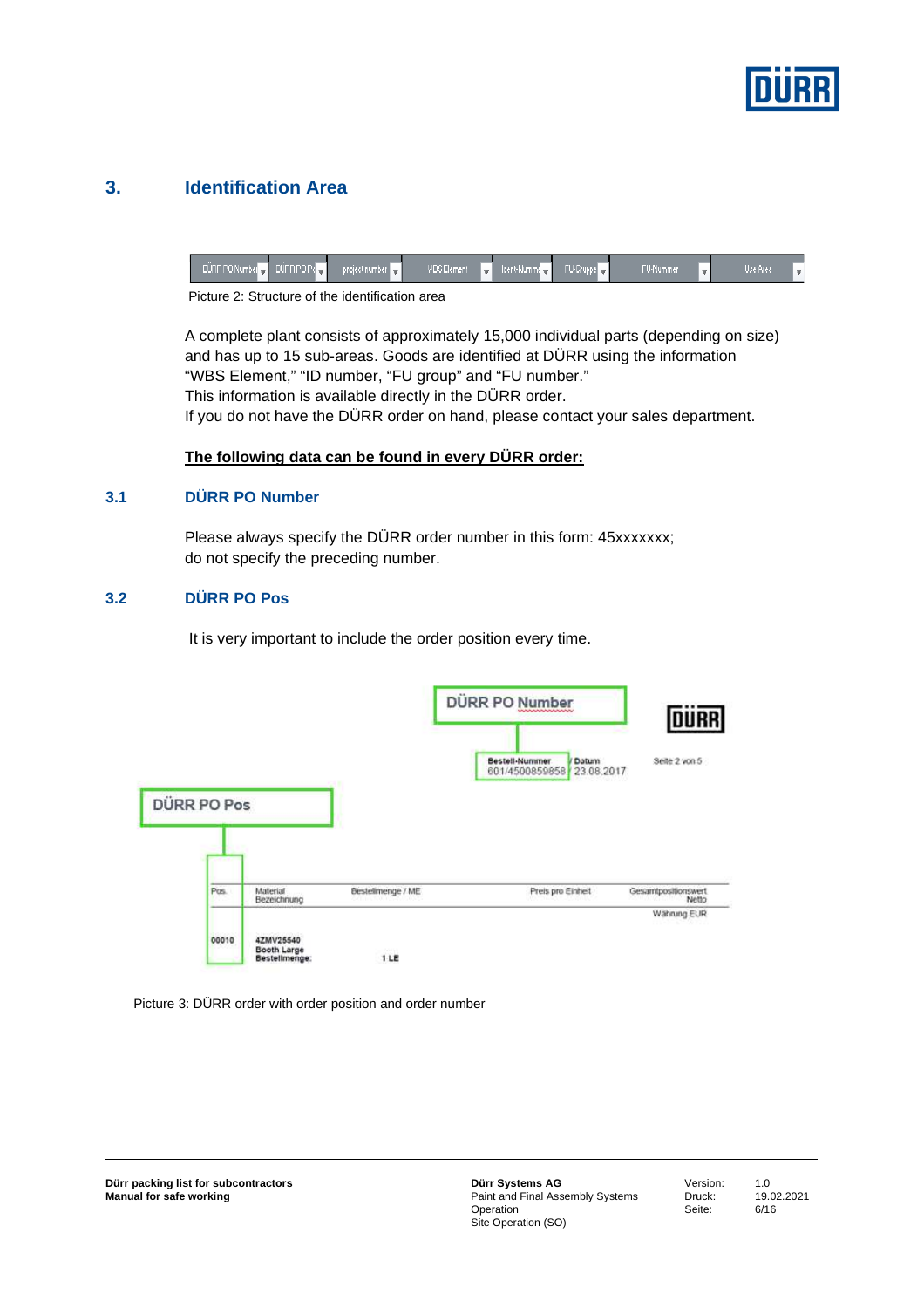## 3. Identification Area

Picture 2: Structure of the identification area

A complete plant consists of approximately 15,000 individual parts (depending on size) and has up to 15 sub-areas. Goods are identified at DÜRR using the information “WBS Element,” “ID number, “FU group” and “FU number.”
This information is available directly in the DÜRR order.
If you do not have the DÜRR order on hand, please contact your sales department.

**The following data can be found in every DÜRR order:**

### 3.1 DÜRR PO Number

Please always specify the DÜRR order number in this form: 45xxxxxxx;
do not specify the preceding number.

### 3.2 DÜRR PO Pos

It is very important to include the order position every time.

Picture 3: DÜRR order with order position and order number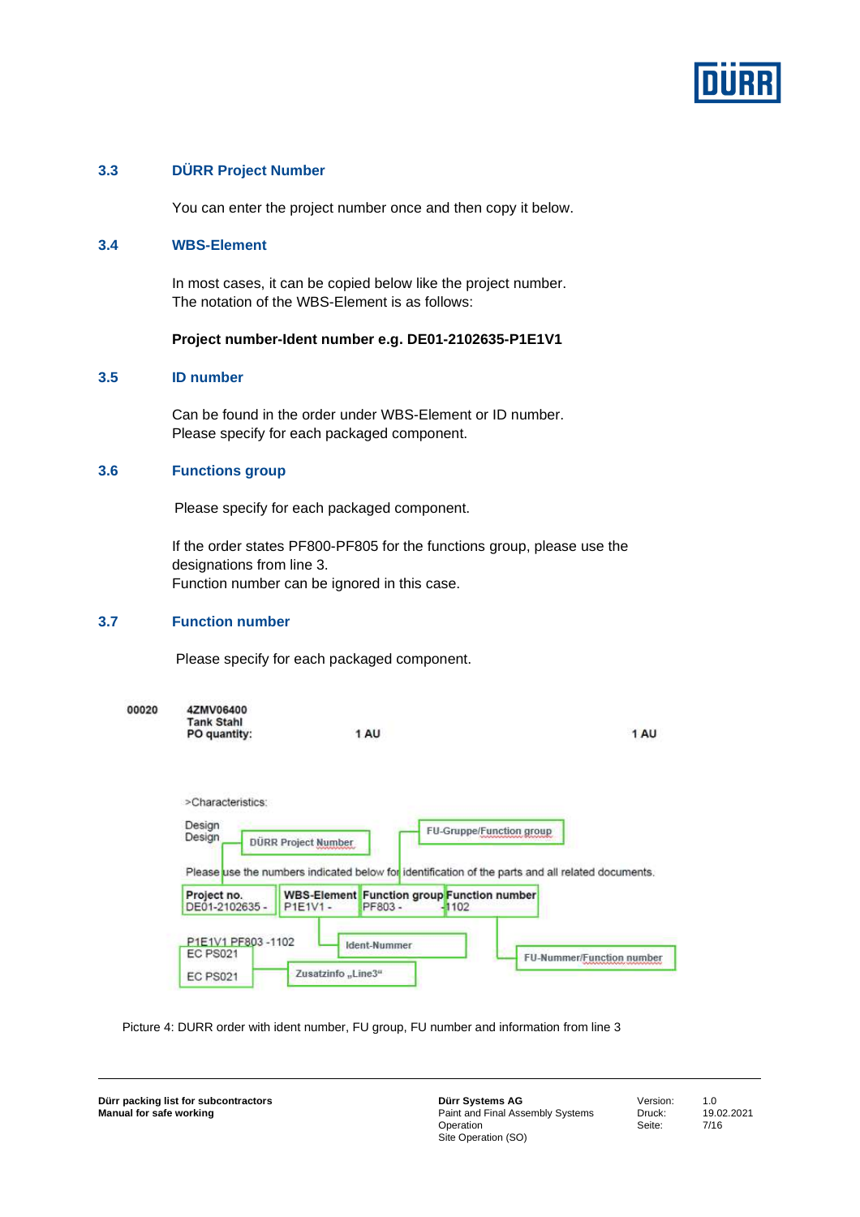## 3.3 DÜRR Project Number

You can enter the project number once and then copy it below.

## 3.4 WBS-Element

In most cases, it can be copied below like the project number.
The notation of the WBS-Element is as follows:

**Project number-Ident number e.g. DE01-2102635-P1E1V1**

## 3.5 ID number

Can be found in the order under WBS-Element or ID number.
Please specify for each packaged component.

## 3.6 Functions group

Please specify for each packaged component.

If the order states PF800-PF805 for the functions group, please use the designations from line 3.
Function number can be ignored in this case.

## 3.7 Function number

Please specify for each packaged component.

**00020** **4ZMV06400**
**Tank Stahl**
**PO quantity:** **1 AU** **1 AU**

>Characteristics:

Design
Design

DÜRR Project Number

FU-Gruppe/Function group

Please use the numbers indicated below for identification of the parts and all related documents.

| **Project no.** | **WBS-Element** | **Function group** | **Function number** |
|---|---|---|---|
| DE01-2102635 - | P1E1V1 - | PF803 - | -1102 |

P1E1V1 PF803 -1102
EC PS021
EC PS021

Ident-Nummer

Zusatzinfo „Line3"

FU-Nummer/Function number

Picture 4: DURR order with ident number, FU group, FU number and information from line 3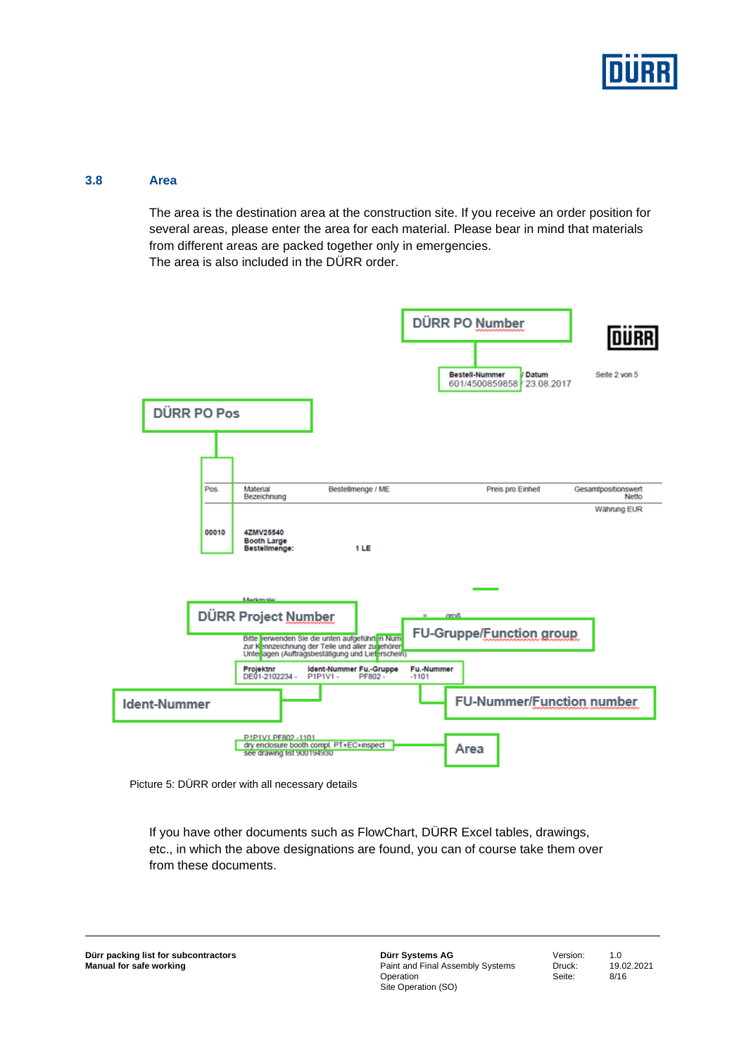## 3.8 Area

The area is the destination area at the construction site. If you receive an order position for several areas, please enter the area for each material. Please bear in mind that materials from different areas are packed together only in emergencies.
The area is also included in the DÜRR order.

Picture 5: DÜRR order with all necessary details

If you have other documents such as FlowChart, DÜRR Excel tables, drawings, etc., in which the above designations are found, you can of course take them over from these documents.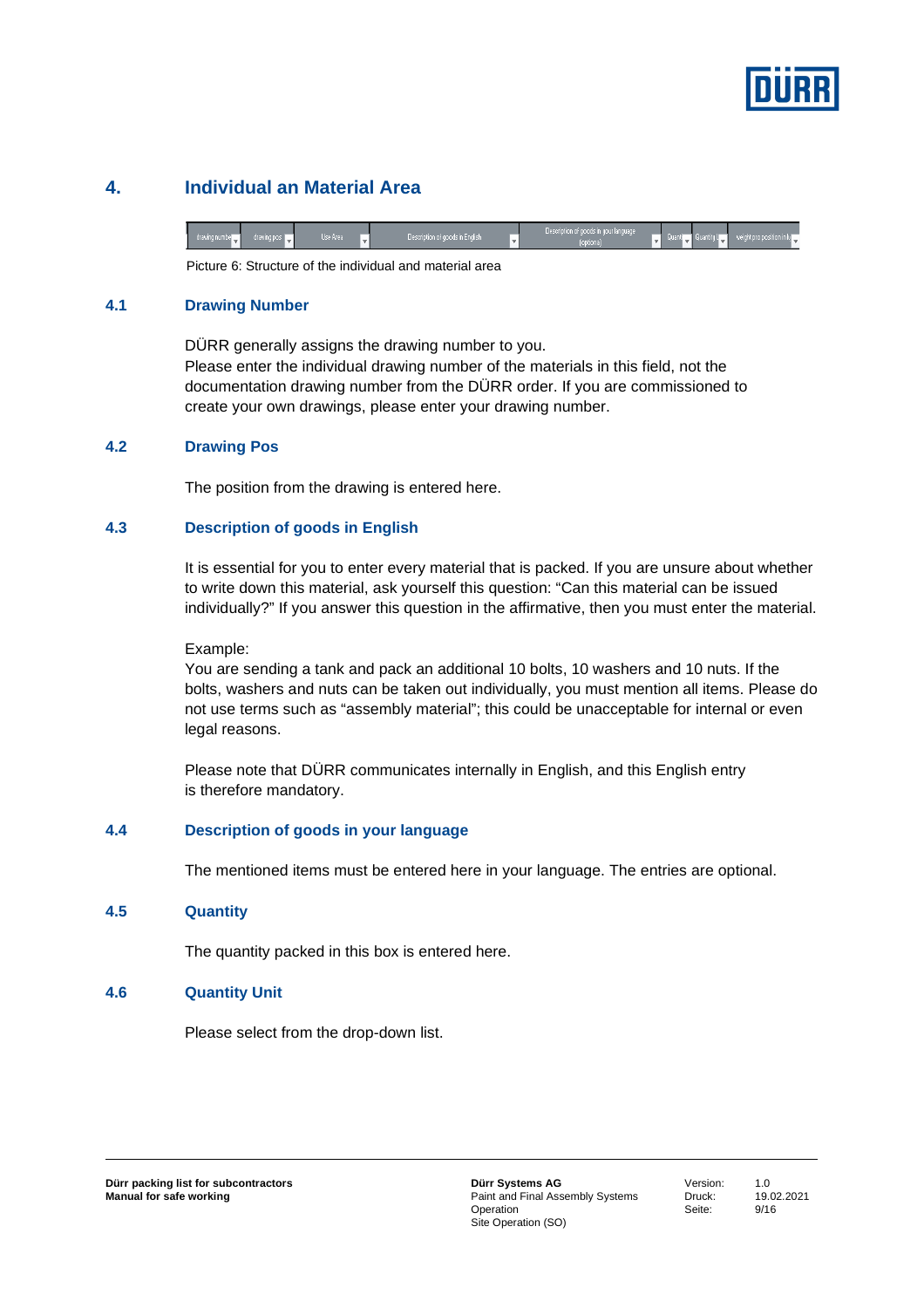## 4. Individual an Material Area

Picture 6: Structure of the individual and material area

### 4.1 Drawing Number

DÜRR generally assigns the drawing number to you.
Please enter the individual drawing number of the materials in this field, not the documentation drawing number from the DÜRR order. If you are commissioned to create your own drawings, please enter your drawing number.

### 4.2 Drawing Pos

The position from the drawing is entered here.

### 4.3 Description of goods in English

It is essential for you to enter every material that is packed. If you are unsure about whether to write down this material, ask yourself this question: "Can this material can be issued individually?" If you answer this question in the affirmative, then you must enter the material.

Example:
You are sending a tank and pack an additional 10 bolts, 10 washers and 10 nuts. If the bolts, washers and nuts can be taken out individually, you must mention all items. Please do not use terms such as "assembly material"; this could be unacceptable for internal or even legal reasons.

Please note that DÜRR communicates internally in English, and this English entry is therefore mandatory.

### 4.4 Description of goods in your language

The mentioned items must be entered here in your language. The entries are optional.

### 4.5 Quantity

The quantity packed in this box is entered here.

### 4.6 Quantity Unit

Please select from the drop-down list.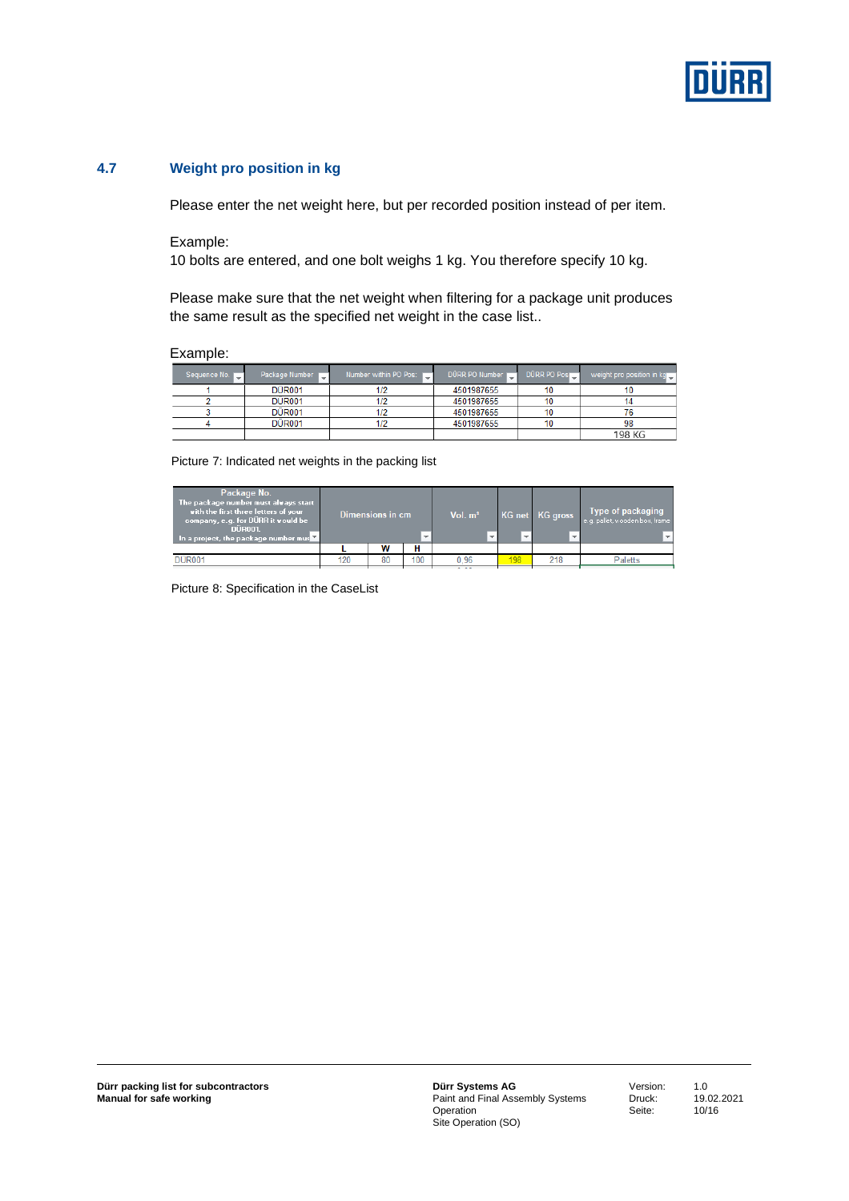## 4.7 Weight pro position in kg

Please enter the net weight here, but per recorded position instead of per item.

Example:
10 bolts are entered, and one bolt weighs 1 kg. You therefore specify 10 kg.

Please make sure that the net weight when filtering for a package unit produces the same result as the specified net weight in the case list..

Example:

| Sequence No. | Package Number | Number within PO Pos: | DÜRR PO Number | DÜRR PO Pos | weight pro position in kg |
|---|---|---|---|---|---|
| 1 | DÜR001 | 1/2 | 4501987655 | 10 | 10 |
| 2 | DÜR001 | 1/2 | 4501987655 | 10 | 14 |
| 3 | DÜR001 | 1/2 | 4501987655 | 10 | 76 |
| 4 | DÜR001 | 1/2 | 4501987655 | 10 | 98 |
| | | | | | 198 KG |

Picture 7: Indicated net weights in the packing list

| Package No. The package number must always start with the first three letters of your company, e.g. for DÜRR it would be DÜR001. In a project, the package number mus | Dimensions in cm | | | Vol. m³ | KG net | KG gross | Type of packaging e.g. pallet, wooden box, frame |
|---|---|---|---|---|---|---|---|
| | L | W | H | | | | |
| DÜR001 | 120 | 80 | 100 | 0.96 | 198 | 218 | Paletts |

Picture 8: Specification in the CaseList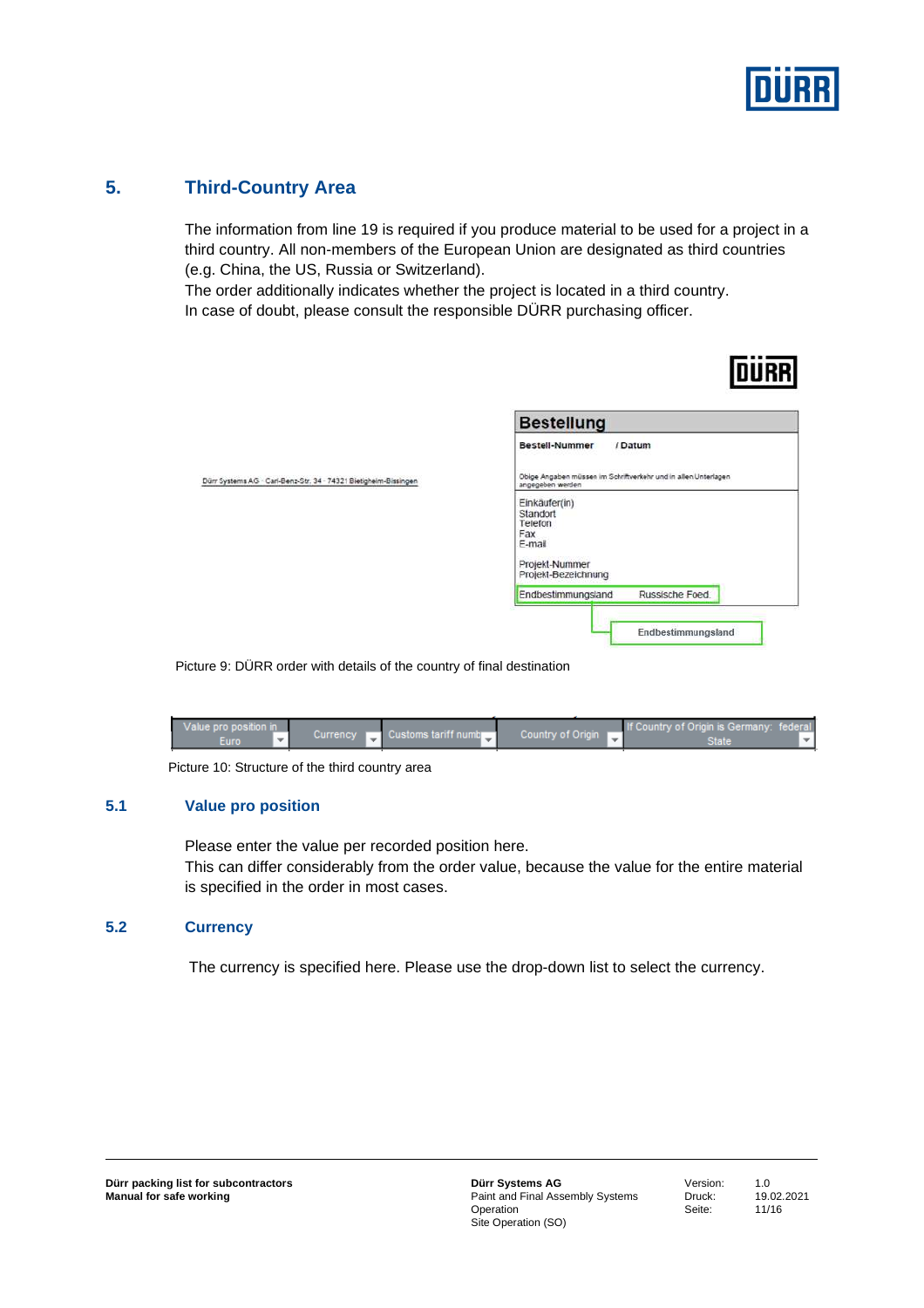## 5. Third-Country Area

The information from line 19 is required if you produce material to be used for a project in a third country. All non-members of the European Union are designated as third countries (e.g. China, the US, Russia or Switzerland).
The order additionally indicates whether the project is located in a third country.
In case of doubt, please consult the responsible DÜRR purchasing officer.

DÜRR

Dürr Systems AG · Carl-Benz-Str. 34 · 74321 Bietigheim-Bissingen

**Bestellung**

**Bestell-Nummer** / **Datum**

Obige Angaben müssen im Schriftverkehr und in allen Unterlagen angegeben werden

Einkäufer(in)
Standort
Telefon
Fax
E-mail

Projekt-Nummer
Projekt-Bezeichnung

Endbestimmungsland Russische Foed.

Endbestimmungsland

Picture 9: DÜRR order with details of the country of final destination

| Value pro position in Euro | Currency | Customs tariff numb | Country of Origin | If Country of Origin is Germany: federal State |
|---|---|---|---|---|

Picture 10: Structure of the third country area

### 5.1 Value pro position

Please enter the value per recorded position here.
This can differ considerably from the order value, because the value for the entire material is specified in the order in most cases.

### 5.2 Currency

The currency is specified here. Please use the drop-down list to select the currency.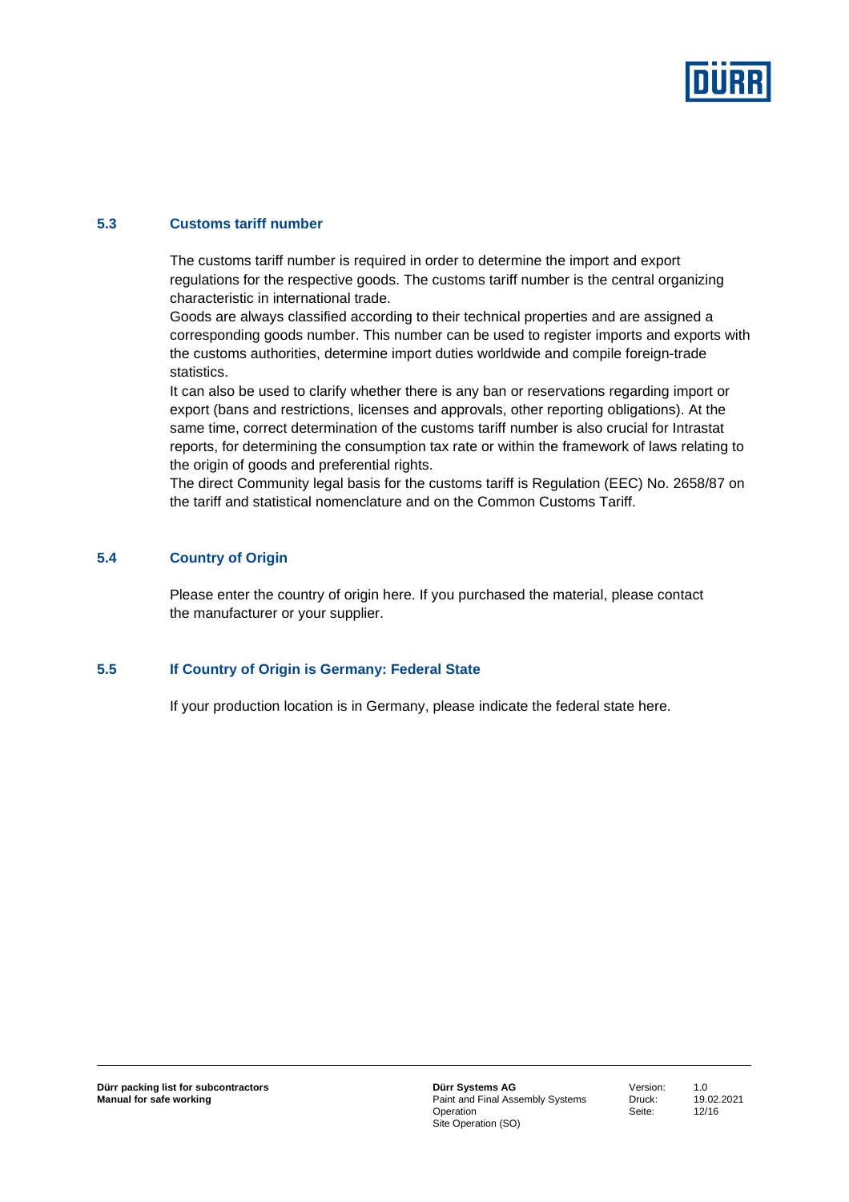### 5.3 Customs tariff number

The customs tariff number is required in order to determine the import and export regulations for the respective goods. The customs tariff number is the central organizing characteristic in international trade.
Goods are always classified according to their technical properties and are assigned a corresponding goods number. This number can be used to register imports and exports with the customs authorities, determine import duties worldwide and compile foreign-trade statistics.
It can also be used to clarify whether there is any ban or reservations regarding import or export (bans and restrictions, licenses and approvals, other reporting obligations). At the same time, correct determination of the customs tariff number is also crucial for Intrastat reports, for determining the consumption tax rate or within the framework of laws relating to the origin of goods and preferential rights.
The direct Community legal basis for the customs tariff is Regulation (EEC) No. 2658/87 on the tariff and statistical nomenclature and on the Common Customs Tariff.

### 5.4 Country of Origin

Please enter the country of origin here. If you purchased the material, please contact the manufacturer or your supplier.

### 5.5 If Country of Origin is Germany: Federal State

If your production location is in Germany, please indicate the federal state here.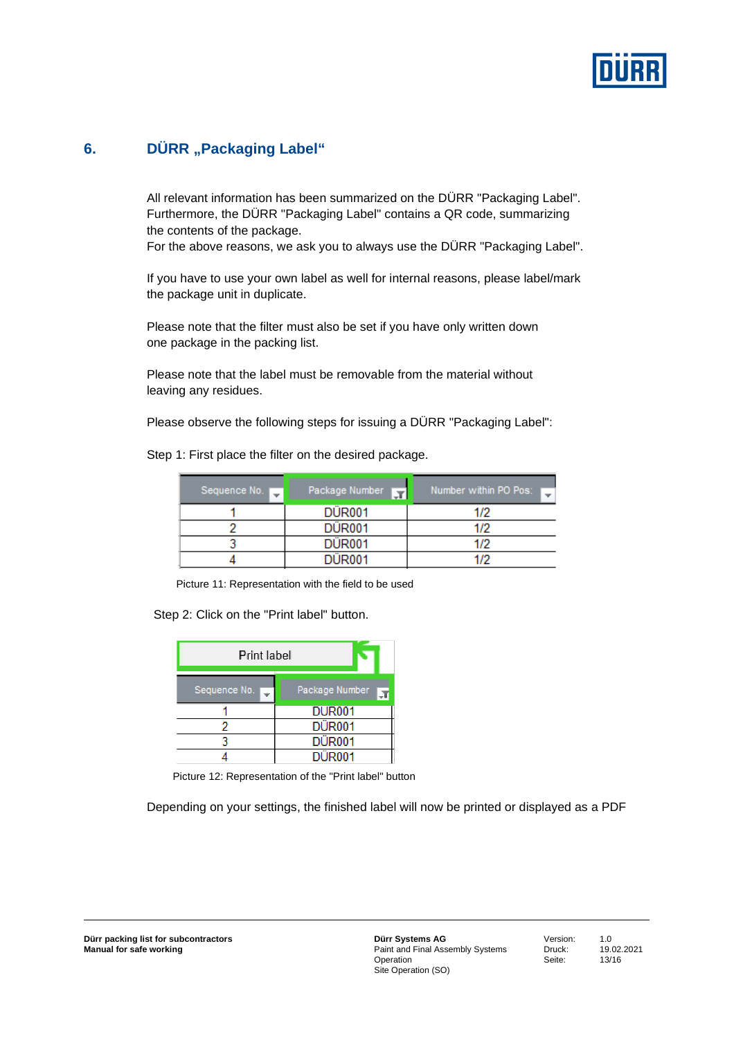## 6. DÜRR „Packaging Label“

All relevant information has been summarized on the DÜRR "Packaging Label". Furthermore, the DÜRR "Packaging Label" contains a QR code, summarizing the contents of the package.
For the above reasons, we ask you to always use the DÜRR "Packaging Label".

If you have to use your own label as well for internal reasons, please label/mark the package unit in duplicate.

Please note that the filter must also be set if you have only written down one package in the packing list.

Please note that the label must be removable from the material without leaving any residues.

Please observe the following steps for issuing a DÜRR "Packaging Label":

Step 1: First place the filter on the desired package.

| Sequence No. | Package Number | Number within PO Pos: |
|---|---|---|
| 1 | DÜR001 | 1/2 |
| 2 | DÜR001 | 1/2 |
| 3 | DÜR001 | 1/2 |
| 4 | DÜR001 | 1/2 |

Picture 11: Representation with the field to be used

Step 2: Click on the "Print label" button.

Print label

| Sequence No. | Package Number |
|---|---|
| 1 | DÜR001 |
| 2 | DÜR001 |
| 3 | DÜR001 |
| 4 | DÜR001 |

Picture 12: Representation of the "Print label" button

Depending on your settings, the finished label will now be printed or displayed as a PDF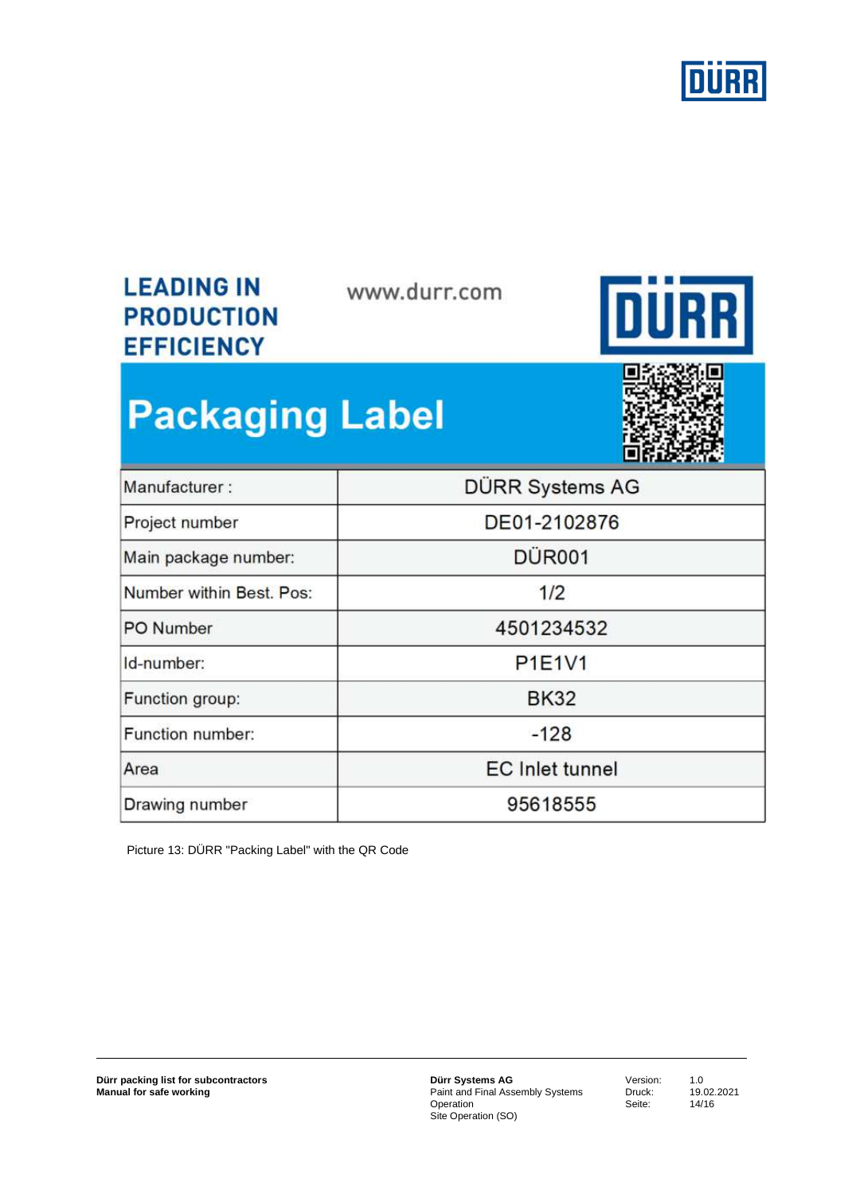LEADING IN PRODUCTION EFFICIENCY

www.durr.com

DÜRR

# Packaging Label

| Manufacturer : | DÜRR Systems AG |
|---|---|
| Project number | DE01-2102876 |
| Main package number: | DÜR001 |
| Number within Best. Pos: | 1/2 |
| PO Number | 4501234532 |
| Id-number: | P1E1V1 |
| Function group: | BK32 |
| Function number: | -128 |
| Area | EC Inlet tunnel |
| Drawing number | 95618555 |

Picture 13: DÜRR "Packing Label" with the QR Code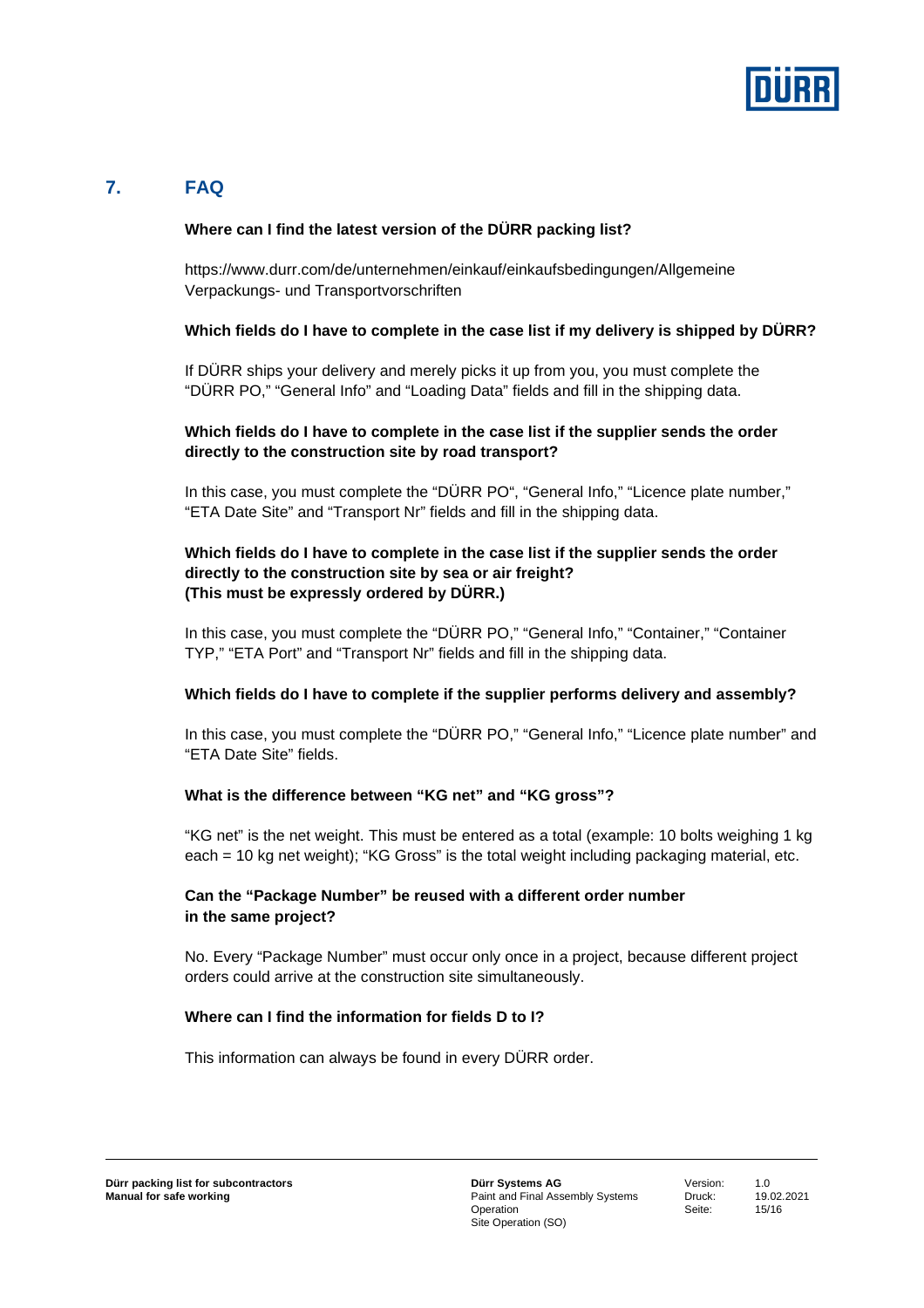## 7. FAQ

**Where can I find the latest version of the DÜRR packing list?**

https://www.durr.com/de/unternehmen/einkauf/einkaufsbedingungen/Allgemeine Verpackungs- und Transportvorschriften

**Which fields do I have to complete in the case list if my delivery is shipped by DÜRR?**

If DÜRR ships your delivery and merely picks it up from you, you must complete the "DÜRR PO," "General Info" and "Loading Data" fields and fill in the shipping data.

**Which fields do I have to complete in the case list if the supplier sends the order directly to the construction site by road transport?**

In this case, you must complete the "DÜRR PO", "General Info," "Licence plate number," "ETA Date Site" and "Transport Nr" fields and fill in the shipping data.

**Which fields do I have to complete in the case list if the supplier sends the order directly to the construction site by sea or air freight?
(This must be expressly ordered by DÜRR.)**

In this case, you must complete the "DÜRR PO," "General Info," "Container," "Container TYP," "ETA Port" and "Transport Nr" fields and fill in the shipping data.

**Which fields do I have to complete if the supplier performs delivery and assembly?**

In this case, you must complete the "DÜRR PO," "General Info," "Licence plate number" and "ETA Date Site" fields.

**What is the difference between "KG net" and "KG gross"?**

"KG net" is the net weight. This must be entered as a total (example: 10 bolts weighing 1 kg each = 10 kg net weight); "KG Gross" is the total weight including packaging material, etc.

**Can the "Package Number" be reused with a different order number in the same project?**

No. Every "Package Number" must occur only once in a project, because different project orders could arrive at the construction site simultaneously.

**Where can I find the information for fields D to I?**

This information can always be found in every DÜRR order.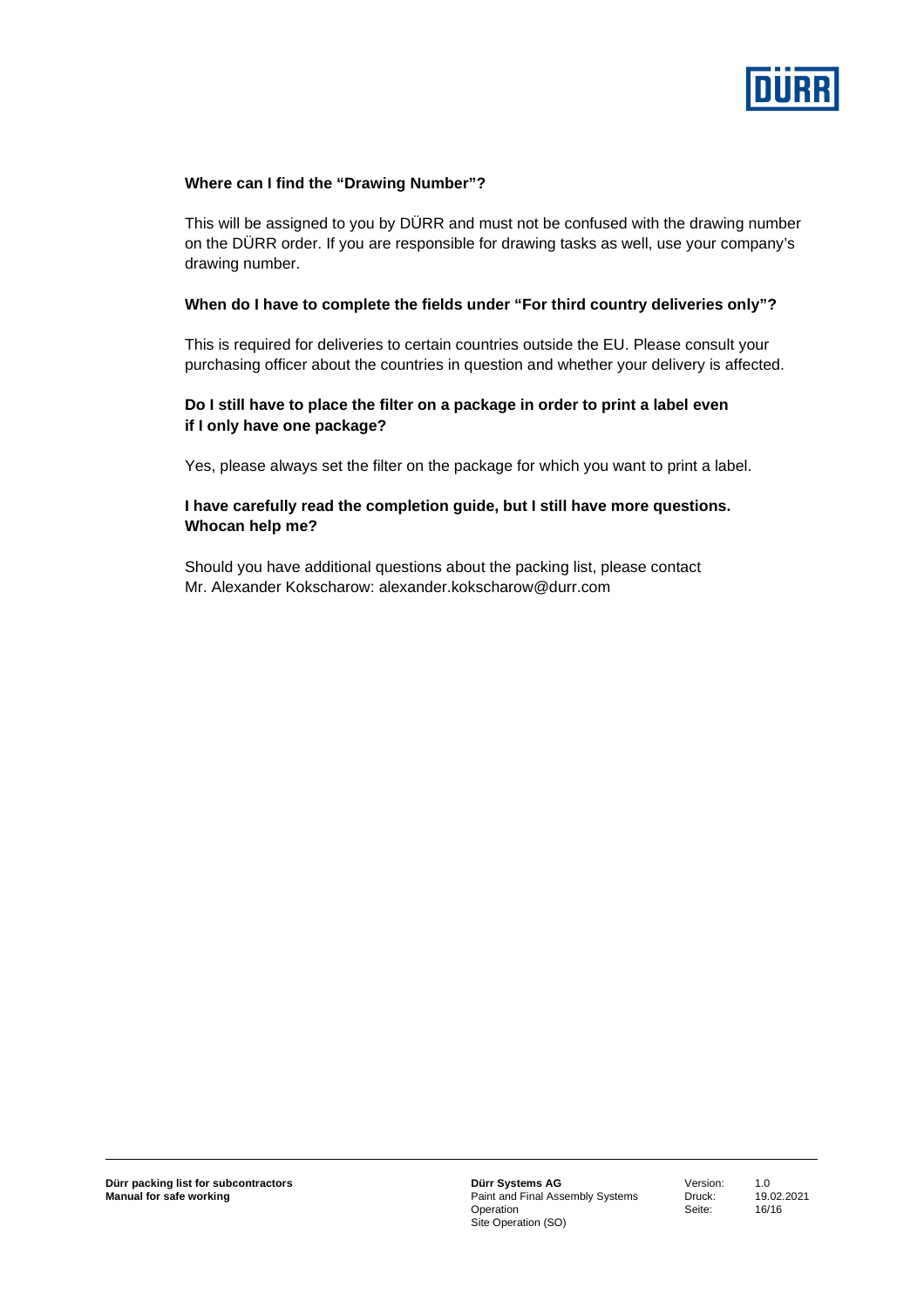**Where can I find the "Drawing Number"?**

This will be assigned to you by DÜRR and must not be confused with the drawing number on the DÜRR order. If you are responsible for drawing tasks as well, use your company's drawing number.

**When do I have to complete the fields under "For third country deliveries only"?**

This is required for deliveries to certain countries outside the EU. Please consult your purchasing officer about the countries in question and whether your delivery is affected.

**Do I still have to place the filter on a package in order to print a label even if I only have one package?**

Yes, please always set the filter on the package for which you want to print a label.

**I have carefully read the completion guide, but I still have more questions. Whocan help me?**

Should you have additional questions about the packing list, please contact Mr. Alexander Kokscharow: alexander.kokscharow@durr.com